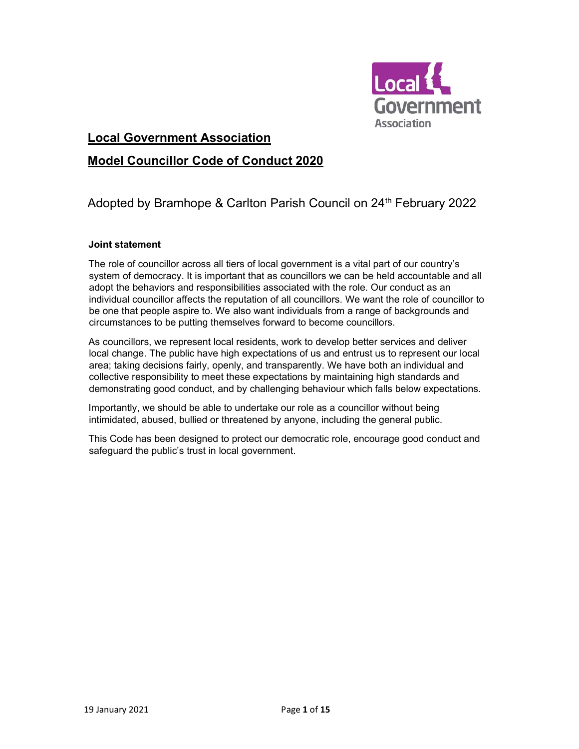# Local Government Association

# Model Councillor Code of Conduct 2020

Adopted by Bramhope & Carlton Parish Council on 24th February 2022

### Joint statement

The role of councillor across all tiers of local government is a vital part of our country's system of democracy. It is important that as councillors we can be held accountable and all adopt the behaviors and responsibilities associated with the role. Our conduct as an individual councillor affects the reputation of all councillors. We want the role of councillor to be one that people aspire to. We also want individuals from a range of backgrounds and circumstances to be putting themselves forward to become councillors.

As councillors, we represent local residents, work to develop better services and deliver local change. The public have high expectations of us and entrust us to represent our local area; taking decisions fairly, openly, and transparently. We have both an individual and collective responsibility to meet these expectations by maintaining high standards and demonstrating good conduct, and by challenging behaviour which falls below expectations.

Importantly, we should be able to undertake our role as a councillor without being intimidated, abused, bullied or threatened by anyone, including the general public.

This Code has been designed to protect our democratic role, encourage good conduct and safeguard the public's trust in local government.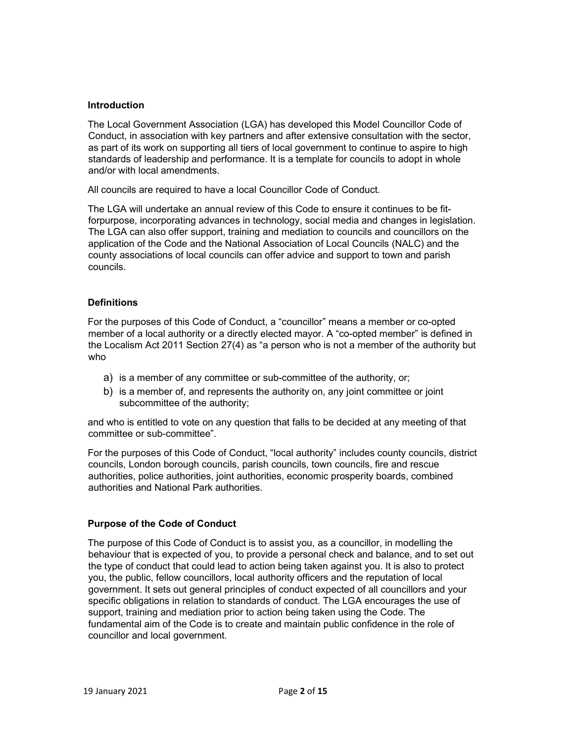## Introduction

The Local Government Association (LGA) has developed this Model Councillor Code of Conduct, in association with key partners and after extensive consultation with the sector, as part of its work on supporting all tiers of local government to continue to aspire to high standards of leadership and performance. It is a template for councils to adopt in whole and/or with local amendments.

All councils are required to have a local Councillor Code of Conduct.

The LGA will undertake an annual review of this Code to ensure it continues to be fit-forpurpose, incorporating advances in technology, social media and changes in legislation. The LGA can also offer support, training and mediation to councils and councillors on the application of the Code and the National Association of Local Councils (NALC) and the county associations of local councils can offer advice and support to town and parish councils.

## Definitions

For the purposes of this Code of Conduct, a "councillor" means a member or co-opted member of a local authority or a directly elected mayor. A "co-opted member" is defined in the Localism Act 2011 Section 27(4) as "a person who is not a member of the authority but who

a) is a member of any committee or sub-committee of the authority, or;
b) is a member of, and represents the authority on, any joint committee or joint subcommittee of the authority;

and who is entitled to vote on any question that falls to be decided at any meeting of that committee or sub-committee".

For the purposes of this Code of Conduct, "local authority" includes county councils, district councils, London borough councils, parish councils, town councils, fire and rescue authorities, police authorities, joint authorities, economic prosperity boards, combined authorities and National Park authorities.

## Purpose of the Code of Conduct

The purpose of this Code of Conduct is to assist you, as a councillor, in modelling the behaviour that is expected of you, to provide a personal check and balance, and to set out the type of conduct that could lead to action being taken against you. It is also to protect you, the public, fellow councillors, local authority officers and the reputation of local government. It sets out general principles of conduct expected of all councillors and your specific obligations in relation to standards of conduct. The LGA encourages the use of support, training and mediation prior to action being taken using the Code. The fundamental aim of the Code is to create and maintain public confidence in the role of councillor and local government.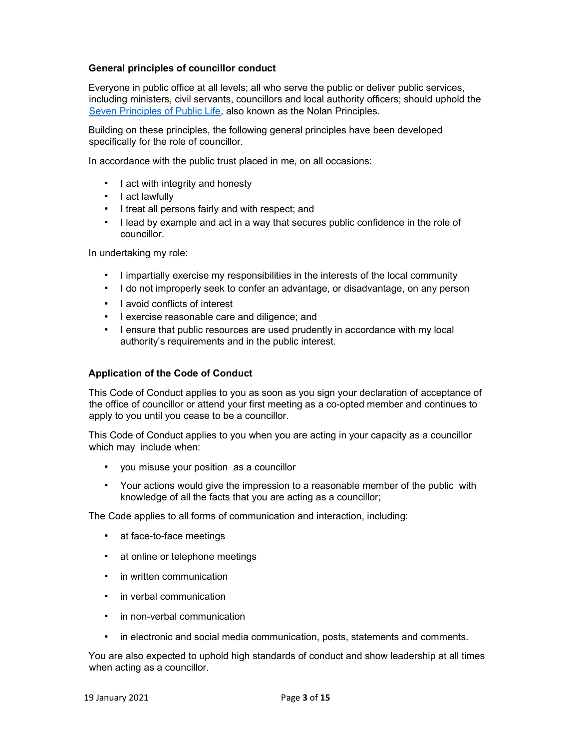**General principles of councillor conduct**

Everyone in public office at all levels; all who serve the public or deliver public services, including ministers, civil servants, councillors and local authority officers; should uphold the [Seven Principles of Public Life](), also known as the Nolan Principles.

Building on these principles, the following general principles have been developed specifically for the role of councillor.

In accordance with the public trust placed in me, on all occasions:

- I act with integrity and honesty
- I act lawfully
- I treat all persons fairly and with respect; and
- I lead by example and act in a way that secures public confidence in the role of councillor.

In undertaking my role:

- I impartially exercise my responsibilities in the interests of the local community
- I do not improperly seek to confer an advantage, or disadvantage, on any person
- I avoid conflicts of interest
- I exercise reasonable care and diligence; and
- I ensure that public resources are used prudently in accordance with my local authority's requirements and in the public interest.

**Application of the Code of Conduct**

This Code of Conduct applies to you as soon as you sign your declaration of acceptance of the office of councillor or attend your first meeting as a co-opted member and continues to apply to you until you cease to be a councillor.

This Code of Conduct applies to you when you are acting in your capacity as a councillor which may include when:

- you misuse your position as a councillor
- Your actions would give the impression to a reasonable member of the public with knowledge of all the facts that you are acting as a councillor;

The Code applies to all forms of communication and interaction, including:

- at face-to-face meetings
- at online or telephone meetings
- in written communication
- in verbal communication
- in non-verbal communication
- in electronic and social media communication, posts, statements and comments.

You are also expected to uphold high standards of conduct and show leadership at all times when acting as a councillor.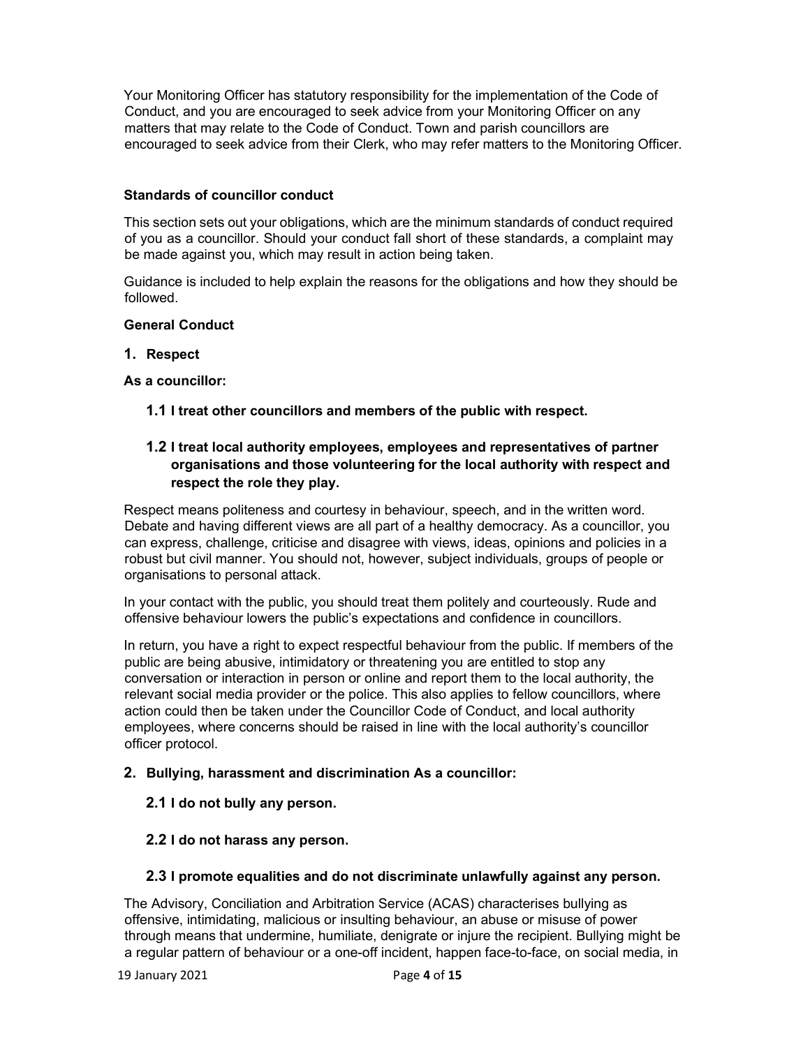Your Monitoring Officer has statutory responsibility for the implementation of the Code of Conduct, and you are encouraged to seek advice from your Monitoring Officer on any matters that may relate to the Code of Conduct. Town and parish councillors are encouraged to seek advice from their Clerk, who may refer matters to the Monitoring Officer.

### Standards of councillor conduct

This section sets out your obligations, which are the minimum standards of conduct required of you as a councillor. Should your conduct fall short of these standards, a complaint may be made against you, which may result in action being taken.

Guidance is included to help explain the reasons for the obligations and how they should be followed.

### General Conduct

#### 1. Respect

**As a councillor:**

**1.1 I treat other councillors and members of the public with respect.**

**1.2 I treat local authority employees, employees and representatives of partner organisations and those volunteering for the local authority with respect and respect the role they play.**

Respect means politeness and courtesy in behaviour, speech, and in the written word. Debate and having different views are all part of a healthy democracy. As a councillor, you can express, challenge, criticise and disagree with views, ideas, opinions and policies in a robust but civil manner. You should not, however, subject individuals, groups of people or organisations to personal attack.

In your contact with the public, you should treat them politely and courteously. Rude and offensive behaviour lowers the public's expectations and confidence in councillors.

In return, you have a right to expect respectful behaviour from the public. If members of the public are being abusive, intimidatory or threatening you are entitled to stop any conversation or interaction in person or online and report them to the local authority, the relevant social media provider or the police. This also applies to fellow councillors, where action could then be taken under the Councillor Code of Conduct, and local authority employees, where concerns should be raised in line with the local authority's councillor officer protocol.

#### 2. Bullying, harassment and discrimination As a councillor:

**2.1 I do not bully any person.**

**2.2 I do not harass any person.**

**2.3 I promote equalities and do not discriminate unlawfully against any person.**

The Advisory, Conciliation and Arbitration Service (ACAS) characterises bullying as offensive, intimidating, malicious or insulting behaviour, an abuse or misuse of power through means that undermine, humiliate, denigrate or injure the recipient. Bullying might be a regular pattern of behaviour or a one-off incident, happen face-to-face, on social media, in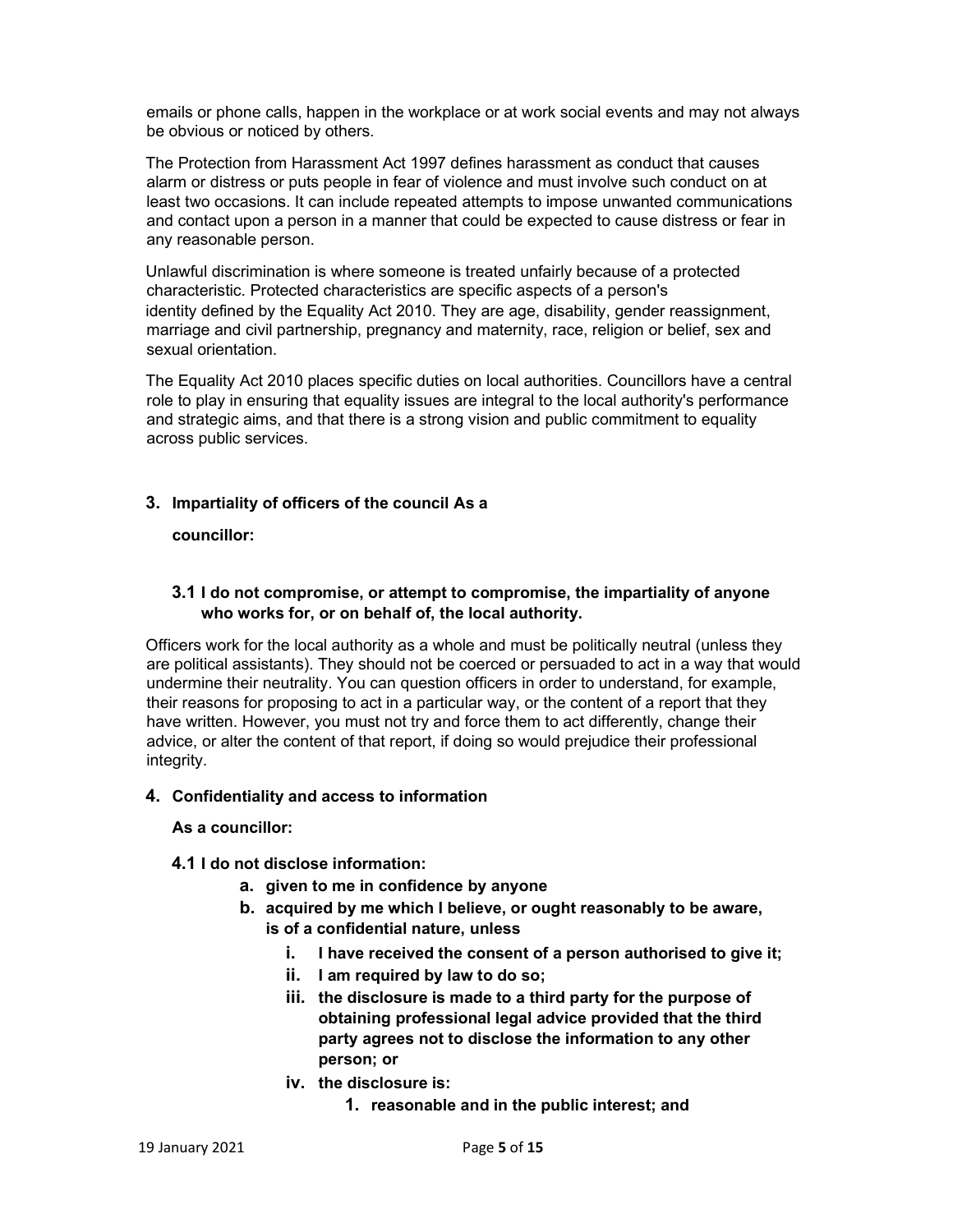emails or phone calls, happen in the workplace or at work social events and may not always be obvious or noticed by others.

The Protection from Harassment Act 1997 defines harassment as conduct that causes alarm or distress or puts people in fear of violence and must involve such conduct on at least two occasions. It can include repeated attempts to impose unwanted communications and contact upon a person in a manner that could be expected to cause distress or fear in any reasonable person.

Unlawful discrimination is where someone is treated unfairly because of a protected characteristic. Protected characteristics are specific aspects of a person's identity defined by the Equality Act 2010. They are age, disability, gender reassignment, marriage and civil partnership, pregnancy and maternity, race, religion or belief, sex and sexual orientation.

The Equality Act 2010 places specific duties on local authorities. Councillors have a central role to play in ensuring that equality issues are integral to the local authority's performance and strategic aims, and that there is a strong vision and public commitment to equality across public services.

## 3. Impartiality of officers of the council

**As a councillor:**

### 3.1 I do not compromise, or attempt to compromise, the impartiality of anyone who works for, or on behalf of, the local authority.

Officers work for the local authority as a whole and must be politically neutral (unless they are political assistants). They should not be coerced or persuaded to act in a way that would undermine their neutrality. You can question officers in order to understand, for example, their reasons for proposing to act in a particular way, or the content of a report that they have written. However, you must not try and force them to act differently, change their advice, or alter the content of that report, if doing so would prejudice their professional integrity.

## 4. Confidentiality and access to information

**As a councillor:**

### 4.1 I do not disclose information:

- **a. given to me in confidence by anyone**
- **b. acquired by me which I believe, or ought reasonably to be aware, is of a confidential nature, unless**
  - **i. I have received the consent of a person authorised to give it;**
  - **ii. I am required by law to do so;**
  - **iii. the disclosure is made to a third party for the purpose of obtaining professional legal advice provided that the third party agrees not to disclose the information to any other person; or**
  - **iv. the disclosure is:**
    - **1. reasonable and in the public interest; and**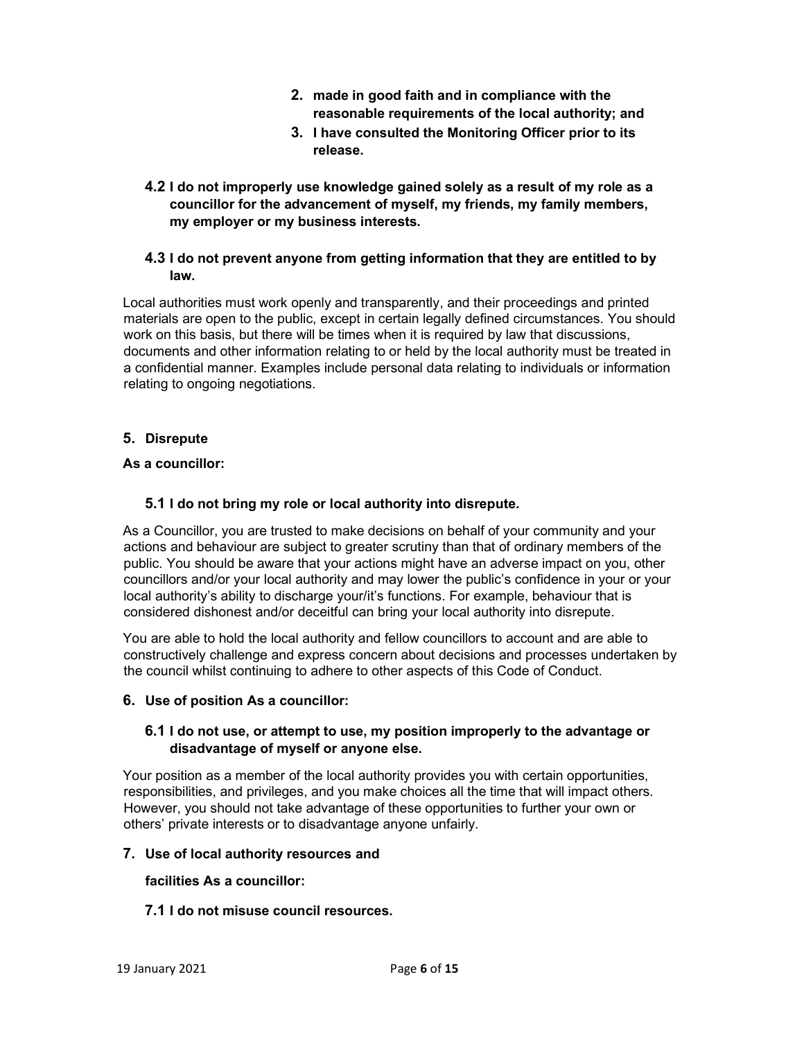2. **made in good faith and in compliance with the reasonable requirements of the local authority; and**
3. **I have consulted the Monitoring Officer prior to its release.**

**4.2 I do not improperly use knowledge gained solely as a result of my role as a councillor for the advancement of myself, my friends, my family members, my employer or my business interests.**

**4.3 I do not prevent anyone from getting information that they are entitled to by law.**

Local authorities must work openly and transparently, and their proceedings and printed materials are open to the public, except in certain legally defined circumstances. You should work on this basis, but there will be times when it is required by law that discussions, documents and other information relating to or held by the local authority must be treated in a confidential manner. Examples include personal data relating to individuals or information relating to ongoing negotiations.

## 5. Disrepute

**As a councillor:**

**5.1 I do not bring my role or local authority into disrepute.**

As a Councillor, you are trusted to make decisions on behalf of your community and your actions and behaviour are subject to greater scrutiny than that of ordinary members of the public. You should be aware that your actions might have an adverse impact on you, other councillors and/or your local authority and may lower the public's confidence in your or your local authority's ability to discharge your/it's functions. For example, behaviour that is considered dishonest and/or deceitful can bring your local authority into disrepute.

You are able to hold the local authority and fellow councillors to account and are able to constructively challenge and express concern about decisions and processes undertaken by the council whilst continuing to adhere to other aspects of this Code of Conduct.

## 6. Use of position As a councillor:

**6.1 I do not use, or attempt to use, my position improperly to the advantage or disadvantage of myself or anyone else.**

Your position as a member of the local authority provides you with certain opportunities, responsibilities, and privileges, and you make choices all the time that will impact others. However, you should not take advantage of these opportunities to further your own or others' private interests or to disadvantage anyone unfairly.

## 7. Use of local authority resources and facilities As a councillor:

**7.1 I do not misuse council resources.**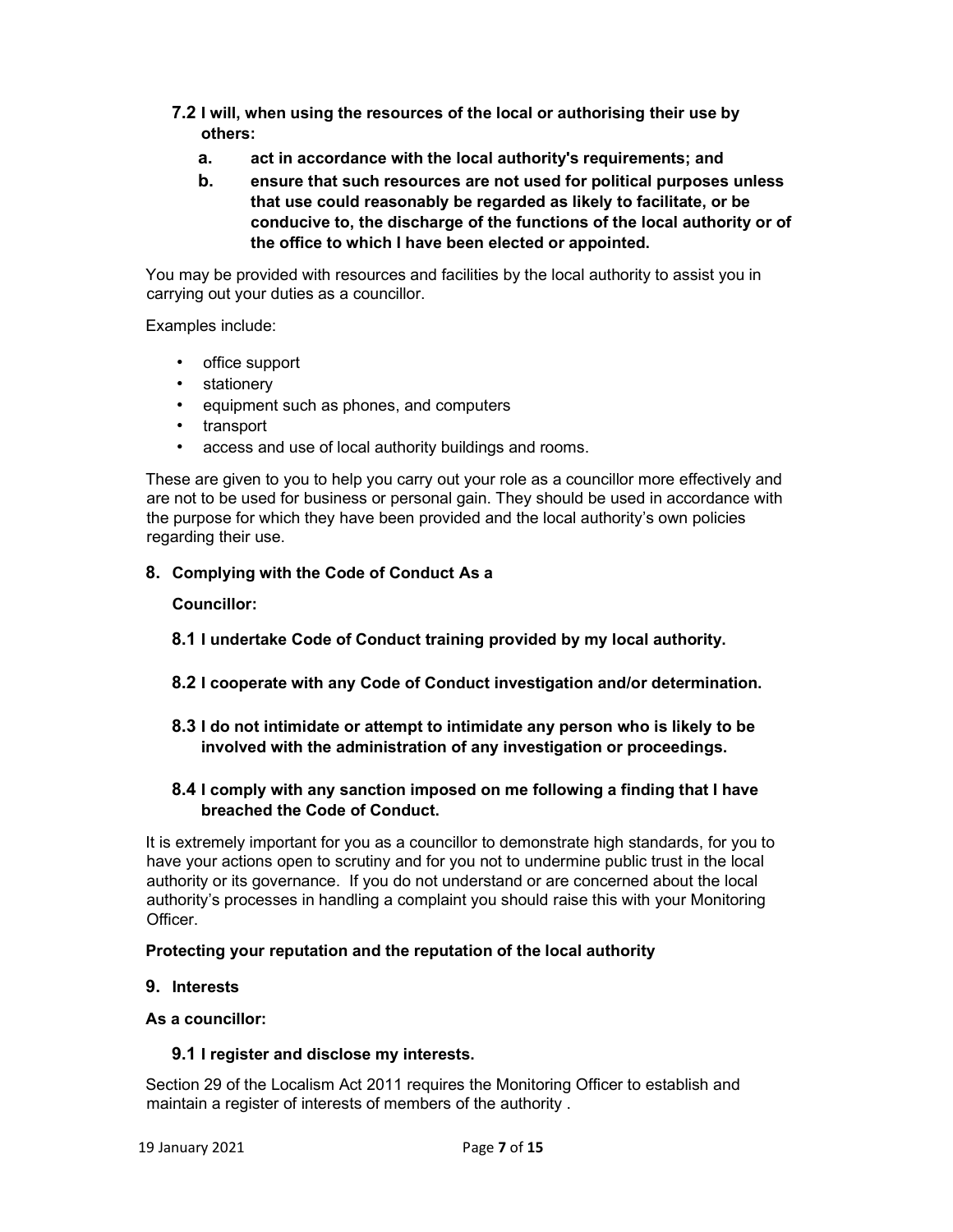**7.2 I will, when using the resources of the local or authorising their use by others:**

**a. act in accordance with the local authority's requirements; and**

**b. ensure that such resources are not used for political purposes unless that use could reasonably be regarded as likely to facilitate, or be conducive to, the discharge of the functions of the local authority or of the office to which I have been elected or appointed.**

You may be provided with resources and facilities by the local authority to assist you in carrying out your duties as a councillor.

Examples include:

- office support
- stationery
- equipment such as phones, and computers
- transport
- access and use of local authority buildings and rooms.

These are given to you to help you carry out your role as a councillor more effectively and are not to be used for business or personal gain. They should be used in accordance with the purpose for which they have been provided and the local authority's own policies regarding their use.

**8. Complying with the Code of Conduct As a Councillor:**

**8.1 I undertake Code of Conduct training provided by my local authority.**

**8.2 I cooperate with any Code of Conduct investigation and/or determination.**

**8.3 I do not intimidate or attempt to intimidate any person who is likely to be involved with the administration of any investigation or proceedings.**

**8.4 I comply with any sanction imposed on me following a finding that I have breached the Code of Conduct.**

It is extremely important for you as a councillor to demonstrate high standards, for you to have your actions open to scrutiny and for you not to undermine public trust in the local authority or its governance. If you do not understand or are concerned about the local authority's processes in handling a complaint you should raise this with your Monitoring Officer.

**Protecting your reputation and the reputation of the local authority**

**9. Interests**

**As a councillor:**

**9.1 I register and disclose my interests.**

Section 29 of the Localism Act 2011 requires the Monitoring Officer to establish and maintain a register of interests of members of the authority .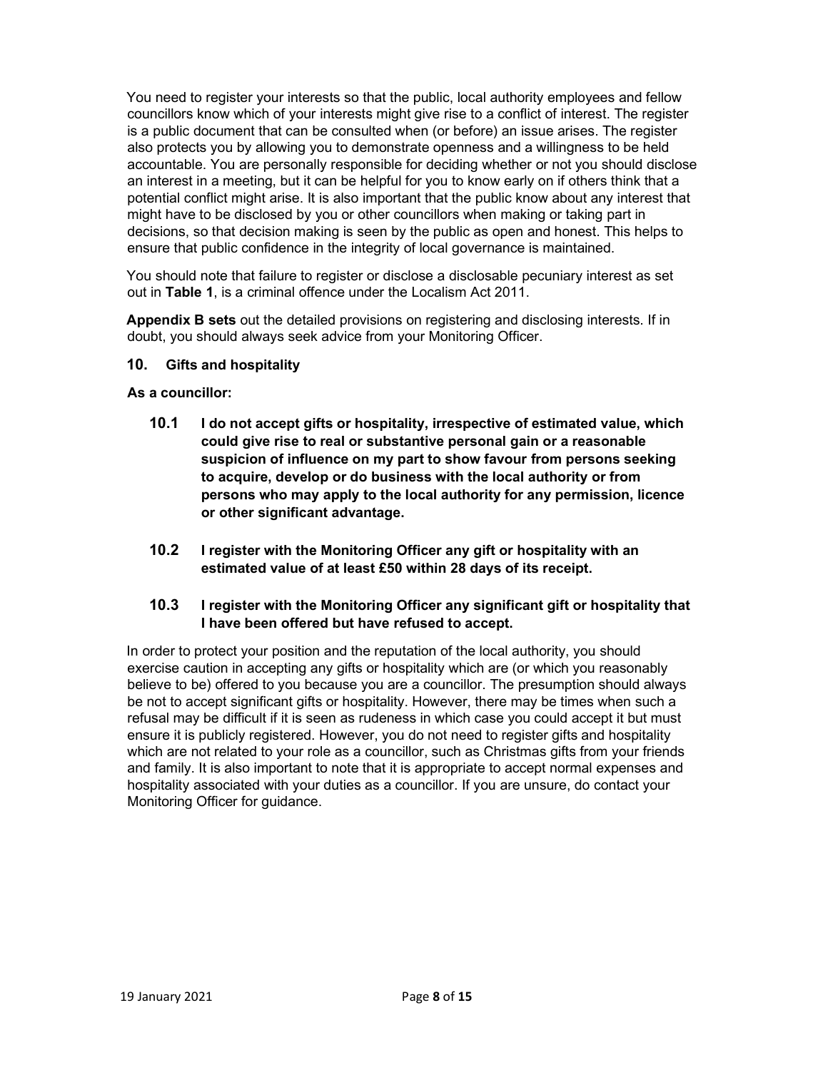You need to register your interests so that the public, local authority employees and fellow councillors know which of your interests might give rise to a conflict of interest. The register is a public document that can be consulted when (or before) an issue arises. The register also protects you by allowing you to demonstrate openness and a willingness to be held accountable. You are personally responsible for deciding whether or not you should disclose an interest in a meeting, but it can be helpful for you to know early on if others think that a potential conflict might arise. It is also important that the public know about any interest that might have to be disclosed by you or other councillors when making or taking part in decisions, so that decision making is seen by the public as open and honest. This helps to ensure that public confidence in the integrity of local governance is maintained.

You should note that failure to register or disclose a disclosable pecuniary interest as set out in **Table 1**, is a criminal offence under the Localism Act 2011.

**Appendix B sets** out the detailed provisions on registering and disclosing interests. If in doubt, you should always seek advice from your Monitoring Officer.

## 10. Gifts and hospitality

**As a councillor:**

**10.1 I do not accept gifts or hospitality, irrespective of estimated value, which could give rise to real or substantive personal gain or a reasonable suspicion of influence on my part to show favour from persons seeking to acquire, develop or do business with the local authority or from persons who may apply to the local authority for any permission, licence or other significant advantage.**

**10.2 I register with the Monitoring Officer any gift or hospitality with an estimated value of at least £50 within 28 days of its receipt.**

**10.3 I register with the Monitoring Officer any significant gift or hospitality that I have been offered but have refused to accept.**

In order to protect your position and the reputation of the local authority, you should exercise caution in accepting any gifts or hospitality which are (or which you reasonably believe to be) offered to you because you are a councillor. The presumption should always be not to accept significant gifts or hospitality. However, there may be times when such a refusal may be difficult if it is seen as rudeness in which case you could accept it but must ensure it is publicly registered. However, you do not need to register gifts and hospitality which are not related to your role as a councillor, such as Christmas gifts from your friends and family. It is also important to note that it is appropriate to accept normal expenses and hospitality associated with your duties as a councillor. If you are unsure, do contact your Monitoring Officer for guidance.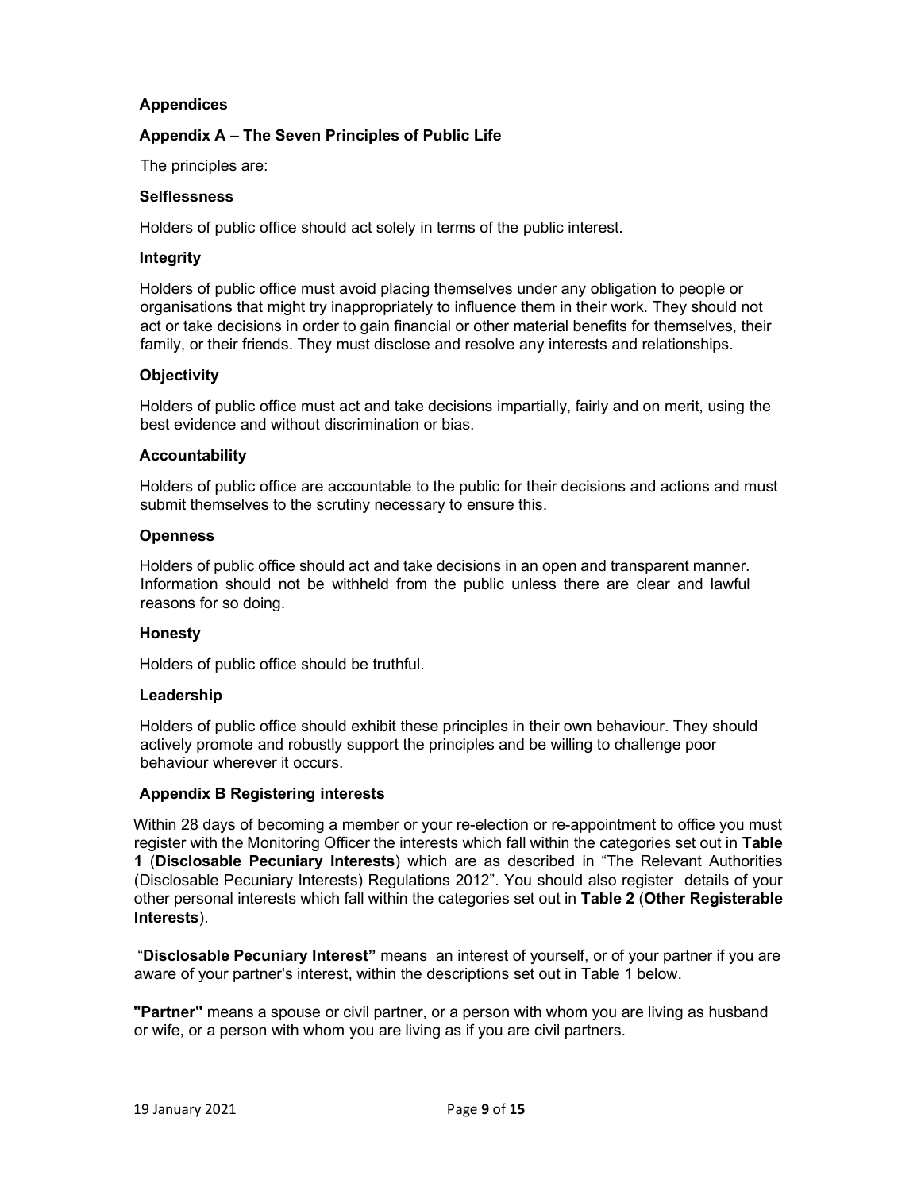## Appendices

### Appendix A – The Seven Principles of Public Life

The principles are:

**Selflessness**

Holders of public office should act solely in terms of the public interest.

**Integrity**

Holders of public office must avoid placing themselves under any obligation to people or organisations that might try inappropriately to influence them in their work. They should not act or take decisions in order to gain financial or other material benefits for themselves, their family, or their friends. They must disclose and resolve any interests and relationships.

**Objectivity**

Holders of public office must act and take decisions impartially, fairly and on merit, using the best evidence and without discrimination or bias.

**Accountability**

Holders of public office are accountable to the public for their decisions and actions and must submit themselves to the scrutiny necessary to ensure this.

**Openness**

Holders of public office should act and take decisions in an open and transparent manner. Information should not be withheld from the public unless there are clear and lawful reasons for so doing.

**Honesty**

Holders of public office should be truthful.

**Leadership**

Holders of public office should exhibit these principles in their own behaviour. They should actively promote and robustly support the principles and be willing to challenge poor behaviour wherever it occurs.

### Appendix B Registering interests

Within 28 days of becoming a member or your re-election or re-appointment to office you must register with the Monitoring Officer the interests which fall within the categories set out in **Table 1** (**Disclosable Pecuniary Interests**) which are as described in "The Relevant Authorities (Disclosable Pecuniary Interests) Regulations 2012". You should also register details of your other personal interests which fall within the categories set out in **Table 2** (**Other Registerable Interests**).

"**Disclosable Pecuniary Interest"** means an interest of yourself, or of your partner if you are aware of your partner's interest, within the descriptions set out in Table 1 below.

**"Partner"** means a spouse or civil partner, or a person with whom you are living as husband or wife, or a person with whom you are living as if you are civil partners.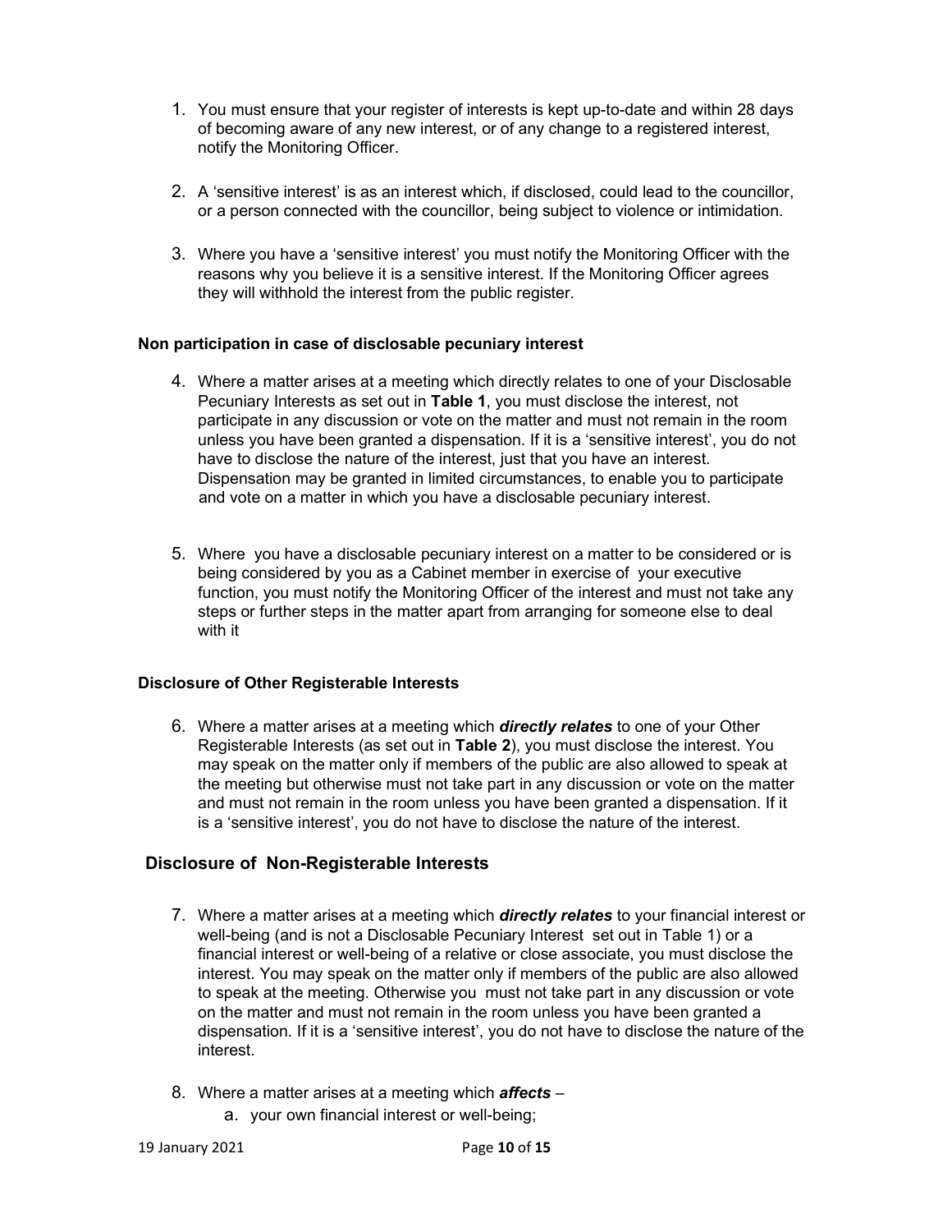1. You must ensure that your register of interests is kept up-to-date and within 28 days of becoming aware of any new interest, or of any change to a registered interest, notify the Monitoring Officer.

2. A 'sensitive interest' is as an interest which, if disclosed, could lead to the councillor, or a person connected with the councillor, being subject to violence or intimidation.

3. Where you have a 'sensitive interest' you must notify the Monitoring Officer with the reasons why you believe it is a sensitive interest. If the Monitoring Officer agrees they will withhold the interest from the public register.

**Non participation in case of disclosable pecuniary interest**

4. Where a matter arises at a meeting which directly relates to one of your Disclosable Pecuniary Interests as set out in **Table 1**, you must disclose the interest, not participate in any discussion or vote on the matter and must not remain in the room unless you have been granted a dispensation. If it is a 'sensitive interest', you do not have to disclose the nature of the interest, just that you have an interest. Dispensation may be granted in limited circumstances, to enable you to participate and vote on a matter in which you have a disclosable pecuniary interest.

5. Where you have a disclosable pecuniary interest on a matter to be considered or is being considered by you as a Cabinet member in exercise of your executive function, you must notify the Monitoring Officer of the interest and must not take any steps or further steps in the matter apart from arranging for someone else to deal with it

**Disclosure of Other Registerable Interests**

6. Where a matter arises at a meeting which ***directly relates*** to one of your Other Registerable Interests (as set out in **Table 2**), you must disclose the interest. You may speak on the matter only if members of the public are also allowed to speak at the meeting but otherwise must not take part in any discussion or vote on the matter and must not remain in the room unless you have been granted a dispensation. If it is a 'sensitive interest', you do not have to disclose the nature of the interest.

## Disclosure of Non-Registerable Interests

7. Where a matter arises at a meeting which ***directly relates*** to your financial interest or well-being (and is not a Disclosable Pecuniary Interest set out in Table 1) or a financial interest or well-being of a relative or close associate, you must disclose the interest. You may speak on the matter only if members of the public are also allowed to speak at the meeting. Otherwise you must not take part in any discussion or vote on the matter and must not remain in the room unless you have been granted a dispensation. If it is a 'sensitive interest', you do not have to disclose the nature of the interest.

8. Where a matter arises at a meeting which ***affects*** –
   a. your own financial interest or well-being;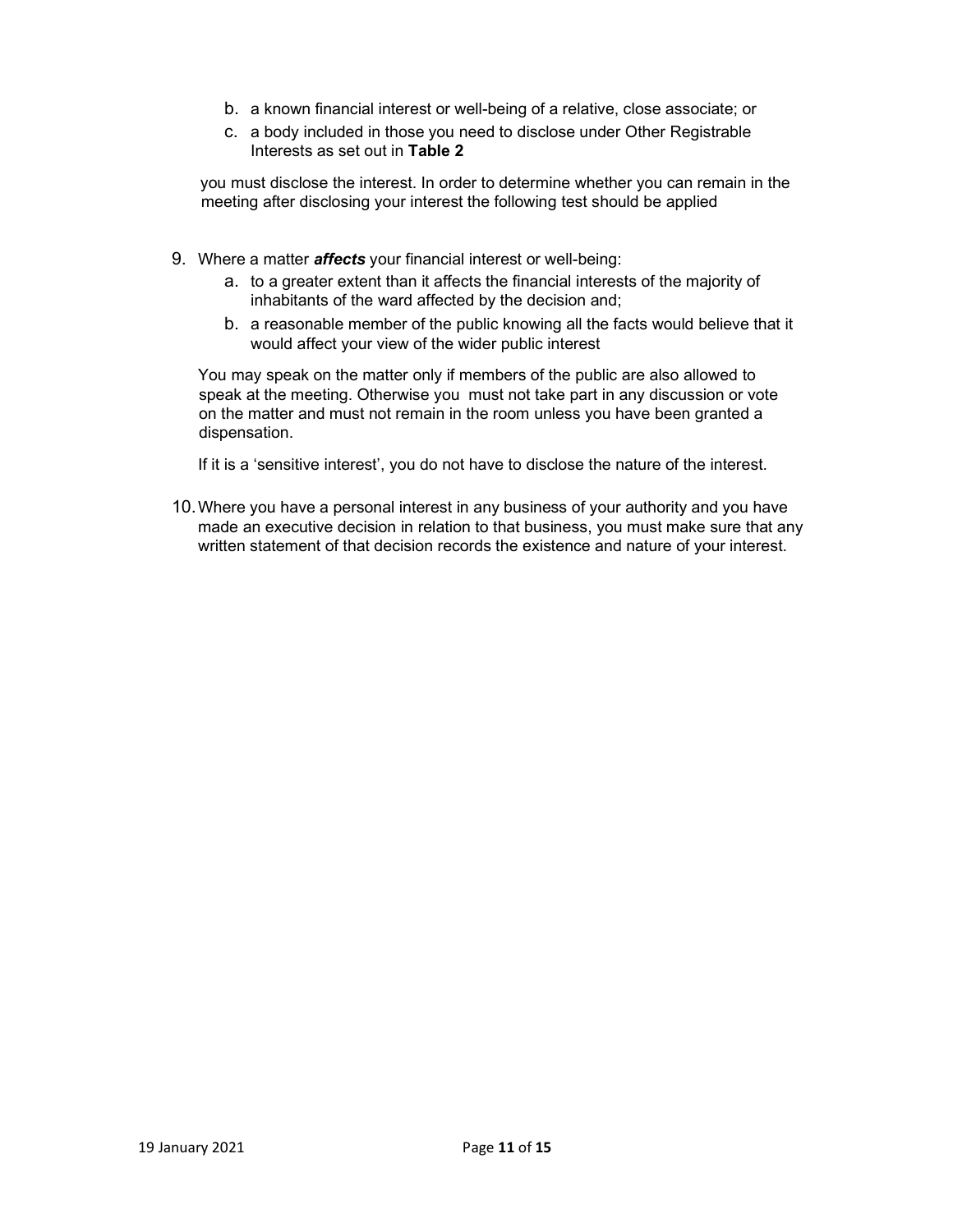b. a known financial interest or well-being of a relative, close associate; or
c. a body included in those you need to disclose under Other Registrable Interests as set out in **Table 2**

you must disclose the interest. In order to determine whether you can remain in the meeting after disclosing your interest the following test should be applied

9. Where a matter ***affects*** your financial interest or well-being:
   a. to a greater extent than it affects the financial interests of the majority of inhabitants of the ward affected by the decision and;
   b. a reasonable member of the public knowing all the facts would believe that it would affect your view of the wider public interest

   You may speak on the matter only if members of the public are also allowed to speak at the meeting. Otherwise you must not take part in any discussion or vote on the matter and must not remain in the room unless you have been granted a dispensation.

   If it is a 'sensitive interest', you do not have to disclose the nature of the interest.

10. Where you have a personal interest in any business of your authority and you have made an executive decision in relation to that business, you must make sure that any written statement of that decision records the existence and nature of your interest.

19 January 2021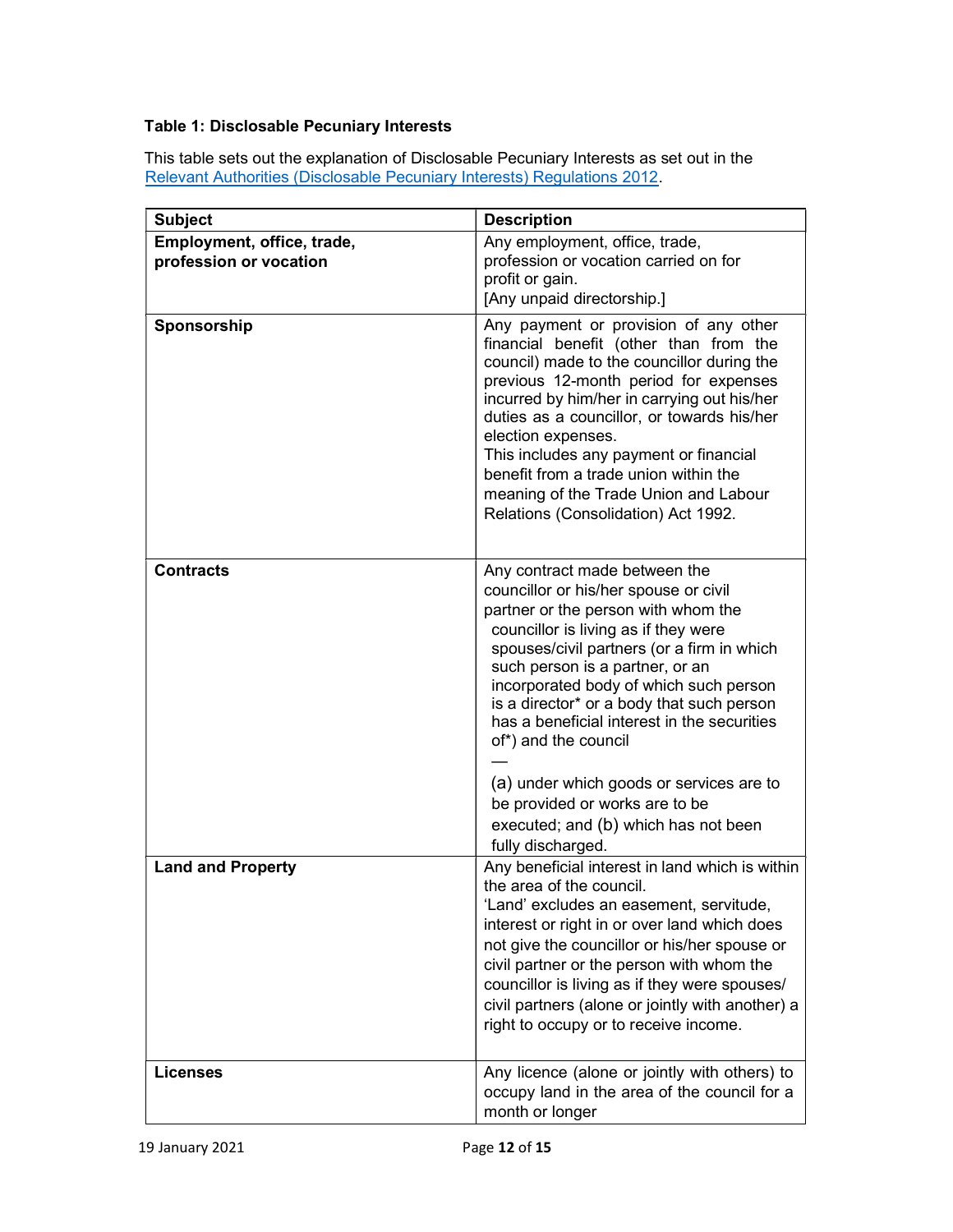**Table 1: Disclosable Pecuniary Interests**

This table sets out the explanation of Disclosable Pecuniary Interests as set out in the Relevant Authorities (Disclosable Pecuniary Interests) Regulations 2012.

| Subject | Description |
| --- | --- |
| **Employment, office, trade, profession or vocation** | Any employment, office, trade, profession or vocation carried on for profit or gain. [Any unpaid directorship.] |
| **Sponsorship** | Any payment or provision of any other financial benefit (other than from the council) made to the councillor during the previous 12-month period for expenses incurred by him/her in carrying out his/her duties as a councillor, or towards his/her election expenses. This includes any payment or financial benefit from a trade union within the meaning of the Trade Union and Labour Relations (Consolidation) Act 1992. |
| **Contracts** | Any contract made between the councillor or his/her spouse or civil partner or the person with whom the councillor is living as if they were spouses/civil partners (or a firm in which such person is a partner, or an incorporated body of which such person is a director* or a body that such person has a beneficial interest in the securities of*) and the council — (a) under which goods or services are to be provided or works are to be executed; and (b) which has not been fully discharged. |
| **Land and Property** | Any beneficial interest in land which is within the area of the council. 'Land' excludes an easement, servitude, interest or right in or over land which does not give the councillor or his/her spouse or civil partner or the person with whom the councillor is living as if they were spouses/ civil partners (alone or jointly with another) a right to occupy or to receive income. |
| **Licenses** | Any licence (alone or jointly with others) to occupy land in the area of the council for a month or longer |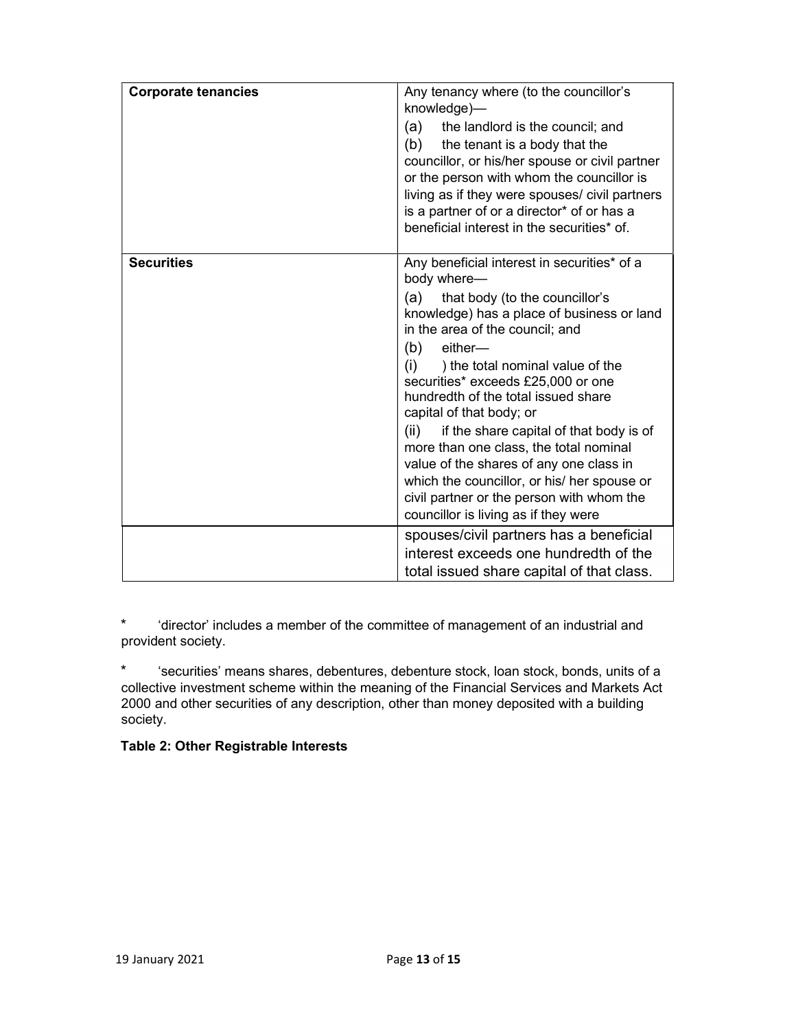| | |
|---|---|
| **Corporate tenancies** | Any tenancy where (to the councillor's knowledge)— (a) the landlord is the council; and (b) the tenant is a body that the councillor, or his/her spouse or civil partner or the person with whom the councillor is living as if they were spouses/ civil partners is a partner of or a director* of or has a beneficial interest in the securities* of. |
| **Securities** | Any beneficial interest in securities* of a body where— (a) that body (to the councillor's knowledge) has a place of business or land in the area of the council; and (b) either— (i) ) the total nominal value of the securities* exceeds £25,000 or one hundredth of the total issued share capital of that body; or (ii) if the share capital of that body is of more than one class, the total nominal value of the shares of any one class in which the councillor, or his/ her spouse or civil partner or the person with whom the councillor is living as if they were spouses/civil partners has a beneficial interest exceeds one hundredth of the total issued share capital of that class. |

\* 'director' includes a member of the committee of management of an industrial and provident society.

\* 'securities' means shares, debentures, debenture stock, loan stock, bonds, units of a collective investment scheme within the meaning of the Financial Services and Markets Act 2000 and other securities of any description, other than money deposited with a building society.

**Table 2: Other Registrable Interests**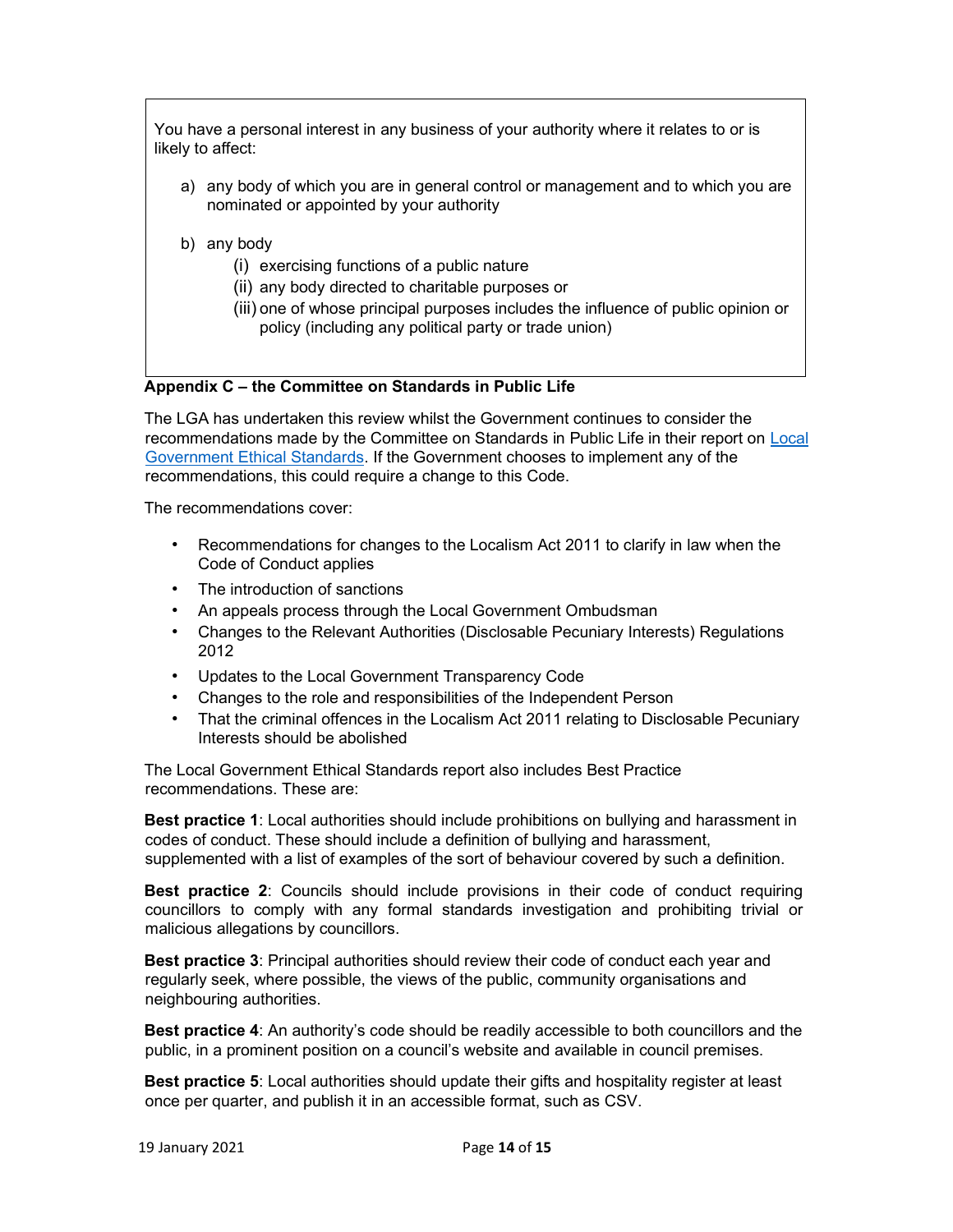You have a personal interest in any business of your authority where it relates to or is likely to affect:

a) any body of which you are in general control or management and to which you are nominated or appointed by your authority

b) any body
   (i) exercising functions of a public nature
   (ii) any body directed to charitable purposes or
   (iii) one of whose principal purposes includes the influence of public opinion or policy (including any political party or trade union)

**Appendix C – the Committee on Standards in Public Life**

The LGA has undertaken this review whilst the Government continues to consider the recommendations made by the Committee on Standards in Public Life in their report on Local Government Ethical Standards. If the Government chooses to implement any of the recommendations, this could require a change to this Code.

The recommendations cover:

- Recommendations for changes to the Localism Act 2011 to clarify in law when the Code of Conduct applies
- The introduction of sanctions
- An appeals process through the Local Government Ombudsman
- Changes to the Relevant Authorities (Disclosable Pecuniary Interests) Regulations 2012
- Updates to the Local Government Transparency Code
- Changes to the role and responsibilities of the Independent Person
- That the criminal offences in the Localism Act 2011 relating to Disclosable Pecuniary Interests should be abolished

The Local Government Ethical Standards report also includes Best Practice recommendations. These are:

**Best practice 1**: Local authorities should include prohibitions on bullying and harassment in codes of conduct. These should include a definition of bullying and harassment, supplemented with a list of examples of the sort of behaviour covered by such a definition.

**Best practice 2**: Councils should include provisions in their code of conduct requiring councillors to comply with any formal standards investigation and prohibiting trivial or malicious allegations by councillors.

**Best practice 3**: Principal authorities should review their code of conduct each year and regularly seek, where possible, the views of the public, community organisations and neighbouring authorities.

**Best practice 4**: An authority's code should be readily accessible to both councillors and the public, in a prominent position on a council's website and available in council premises.

**Best practice 5**: Local authorities should update their gifts and hospitality register at least once per quarter, and publish it in an accessible format, such as CSV.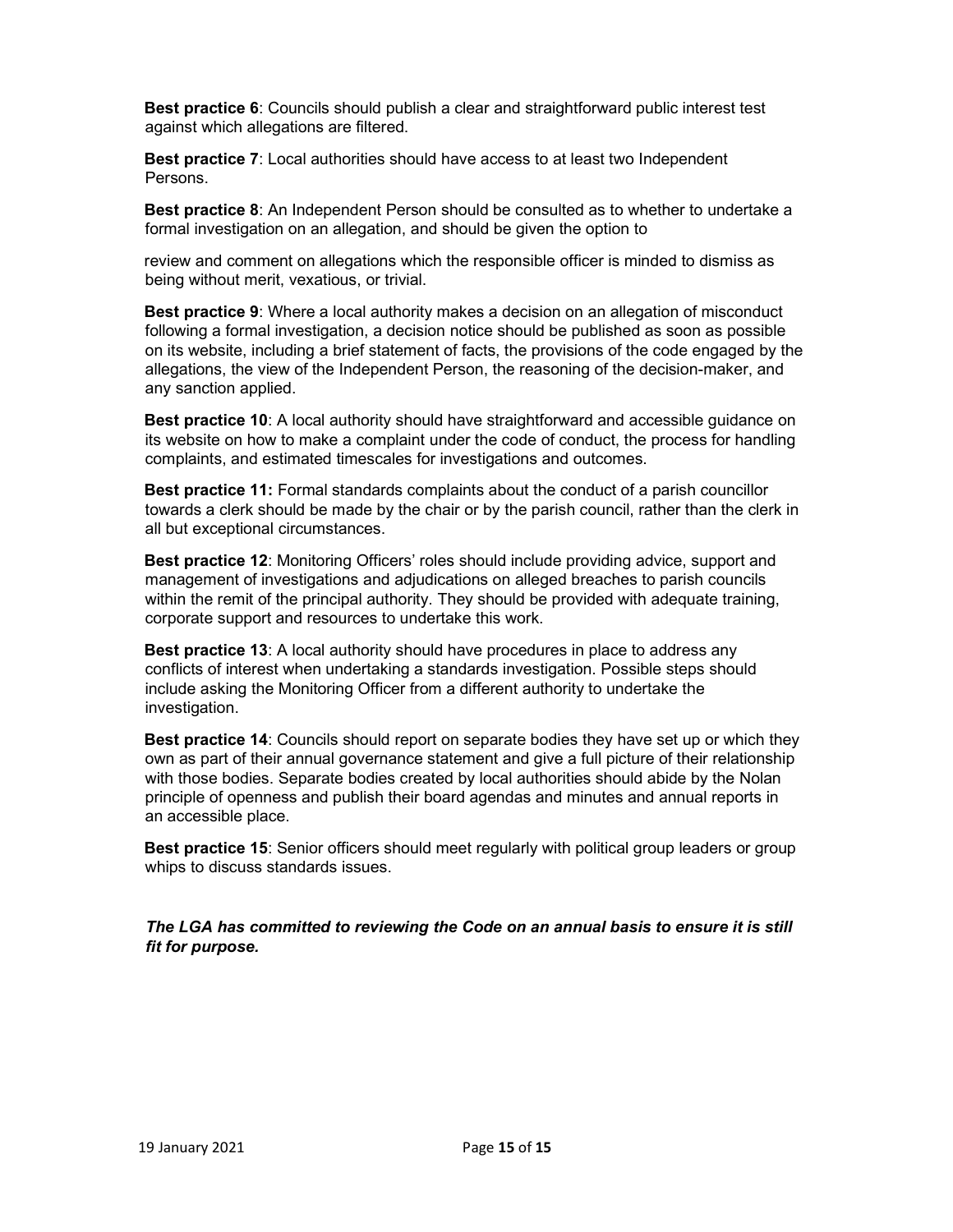**Best practice 6**: Councils should publish a clear and straightforward public interest test against which allegations are filtered.

**Best practice 7**: Local authorities should have access to at least two Independent Persons.

**Best practice 8**: An Independent Person should be consulted as to whether to undertake a formal investigation on an allegation, and should be given the option to

review and comment on allegations which the responsible officer is minded to dismiss as being without merit, vexatious, or trivial.

**Best practice 9**: Where a local authority makes a decision on an allegation of misconduct following a formal investigation, a decision notice should be published as soon as possible on its website, including a brief statement of facts, the provisions of the code engaged by the allegations, the view of the Independent Person, the reasoning of the decision-maker, and any sanction applied.

**Best practice 10**: A local authority should have straightforward and accessible guidance on its website on how to make a complaint under the code of conduct, the process for handling complaints, and estimated timescales for investigations and outcomes.

**Best practice 11:** Formal standards complaints about the conduct of a parish councillor towards a clerk should be made by the chair or by the parish council, rather than the clerk in all but exceptional circumstances.

**Best practice 12**: Monitoring Officers' roles should include providing advice, support and management of investigations and adjudications on alleged breaches to parish councils within the remit of the principal authority. They should be provided with adequate training, corporate support and resources to undertake this work.

**Best practice 13**: A local authority should have procedures in place to address any conflicts of interest when undertaking a standards investigation. Possible steps should include asking the Monitoring Officer from a different authority to undertake the investigation.

**Best practice 14**: Councils should report on separate bodies they have set up or which they own as part of their annual governance statement and give a full picture of their relationship with those bodies. Separate bodies created by local authorities should abide by the Nolan principle of openness and publish their board agendas and minutes and annual reports in an accessible place.

**Best practice 15**: Senior officers should meet regularly with political group leaders or group whips to discuss standards issues.

***The LGA has committed to reviewing the Code on an annual basis to ensure it is still fit for purpose.***